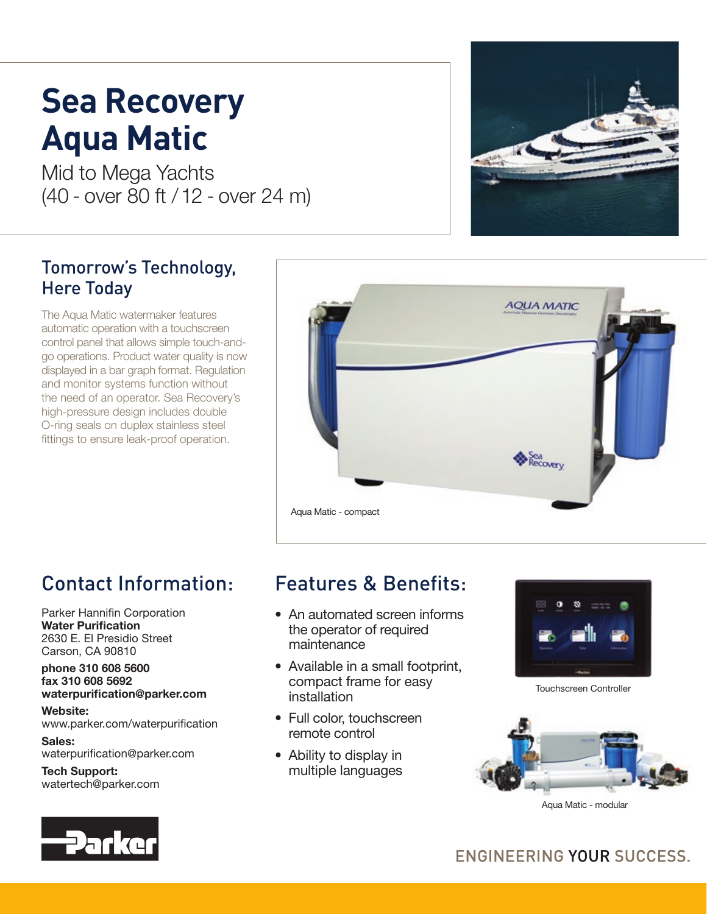# Sea Recovery Aqua Matic

Mid to Mega Yachts
(40 - over 80 ft / 12 - over 24 m)

## Tomorrow's Technology, Here Today

The Aqua Matic watermaker features automatic operation with a touchscreen control panel that allows simple touch-and-go operations. Product water quality is now displayed in a bar graph format. Regulation and monitor systems function without the need of an operator. Sea Recovery's high-pressure design includes double O-ring seals on duplex stainless steel fittings to ensure leak-proof operation.

Aqua Matic - compact

## Contact Information:

Parker Hannifin Corporation
**Water Purification**
2630 E. El Presidio Street
Carson, CA 90810

**phone 310 608 5600**
**fax 310 608 5692**
**waterpurification@parker.com**

**Website:**
www.parker.com/waterpurification

**Sales:**
waterpurification@parker.com

**Tech Support:**
watertech@parker.com

## Features & Benefits:

- An automated screen informs the operator of required maintenance
- Available in a small footprint, compact frame for easy installation
- Full color, touchscreen remote control
- Ability to display in multiple languages

Touchscreen Controller

Aqua Matic - modular

ENGINEERING YOUR SUCCESS.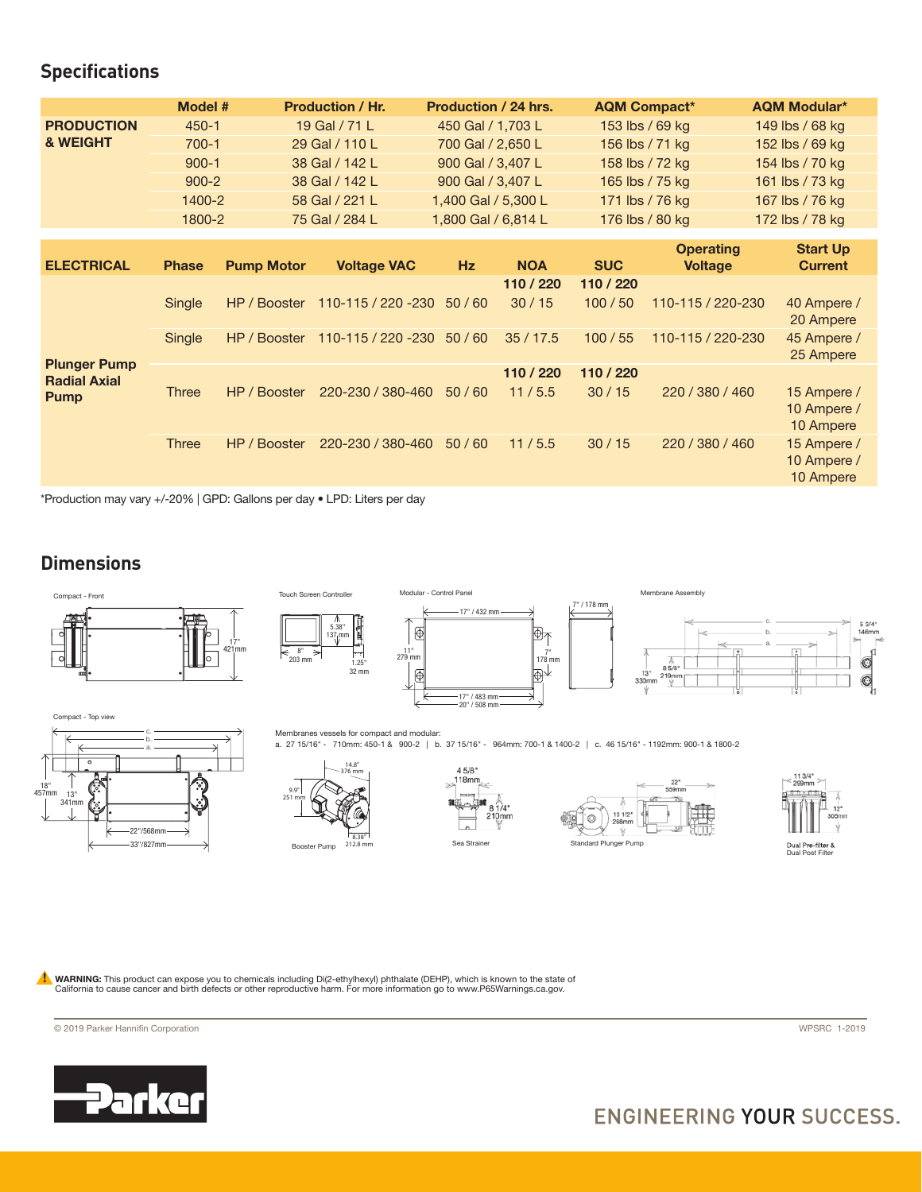## Specifications

| | Model # | Production / Hr. | Production / 24 hrs. | AQM Compact* | AQM Modular* |
|---|---|---|---|---|---|
| **PRODUCTION & WEIGHT** | 450-1 | 19 Gal / 71 L | 450 Gal / 1,703 L | 153 lbs / 69 kg | 149 lbs / 68 kg |
| | 700-1 | 29 Gal / 110 L | 700 Gal / 2,650 L | 156 lbs / 71 kg | 152 lbs / 69 kg |
| | 900-1 | 38 Gal / 142 L | 900 Gal / 3,407 L | 158 lbs / 72 kg | 154 lbs / 70 kg |
| | 900-2 | 38 Gal / 142 L | 900 Gal / 3,407 L | 165 lbs / 75 kg | 161 lbs / 73 kg |
| | 1400-2 | 58 Gal / 221 L | 1,400 Gal / 5,300 L | 171 lbs / 76 kg | 167 lbs / 76 kg |
| | 1800-2 | 75 Gal / 284 L | 1,800 Gal / 6,814 L | 176 lbs / 80 kg | 172 lbs / 78 kg |

| ELECTRICAL | Phase | Pump Motor | Voltage VAC | Hz | NOA | SUC | Operating Voltage | Start Up Current |
|---|---|---|---|---|---|---|---|---|
| | | | | | **110 / 220** | **110 / 220** | | |
| **Plunger Pump Radial Axial Pump** | Single | HP / Booster | 110-115 / 220 -230 | 50 / 60 | 30 / 15 | 100 / 50 | 110-115 / 220-230 | 40 Ampere / 20 Ampere |
| | Single | HP / Booster | 110-115 / 220 -230 | 50 / 60 | 35 / 17.5 | 100 / 55 | 110-115 / 220-230 | 45 Ampere / 25 Ampere |
| | | | | | **110 / 220** | **110 / 220** | | |
| | Three | HP / Booster | 220-230 / 380-460 | 50 / 60 | 11 / 5.5 | 30 / 15 | 220 / 380 / 460 | 15 Ampere / 10 Ampere / 10 Ampere |
| | Three | HP / Booster | 220-230 / 380-460 | 50 / 60 | 11 / 5.5 | 30 / 15 | 220 / 380 / 460 | 15 Ampere / 10 Ampere / 10 Ampere |

*Production may vary +/-20% | GPD: Gallons per day • LPD: Liters per day

## Dimensions

Compact - Front

17" 421mm

Touch Screen Controller

5.38" 137 mm

8" 203 mm

1.25" 32 mm

Modular - Control Panel

17" / 432 mm

11" 279 mm

7" 178 mm

17" / 483 mm

20" / 508 mm

7" / 178 mm

Membrane Assembly

c. b. a.

5 3/4" 146mm

8 5/8" 219mm

13" 330mm

Compact - Top view

c. b. a.

18" 457mm

13" 341mm

22"/568mm

33"/827mm

Membranes vessels for compact and modular:
a. 27 15/16" - 710mm: 450-1 & 900-2 | b. 37 15/16" - 964mm: 700-1 & 1400-2 | c. 46 15/16" - 1192mm: 900-1 & 1800-2

14.8" 376 mm

9.9" 251 mm

8.38" 212.8 mm

Booster Pump

4 5/8" 118mm

8 1/4" 210mm

Sea Strainer

22" 559mm

10 1/2" 268mm

Standard Plunger Pump

11 3/4" 299mm

12" 305mm

Dual Pre-filter & Dual Post Filter

**WARNING:** This product can expose you to chemicals including Di(2-ethylhexyl) phthalate (DEHP), which is known to the state of California to cause cancer and birth defects or other reproductive harm. For more information go to www.P65Warnings.ca.gov.

© 2019 Parker Hannifin Corporation

WPSRC 1-2019

Parker

ENGINEERING YOUR SUCCESS.